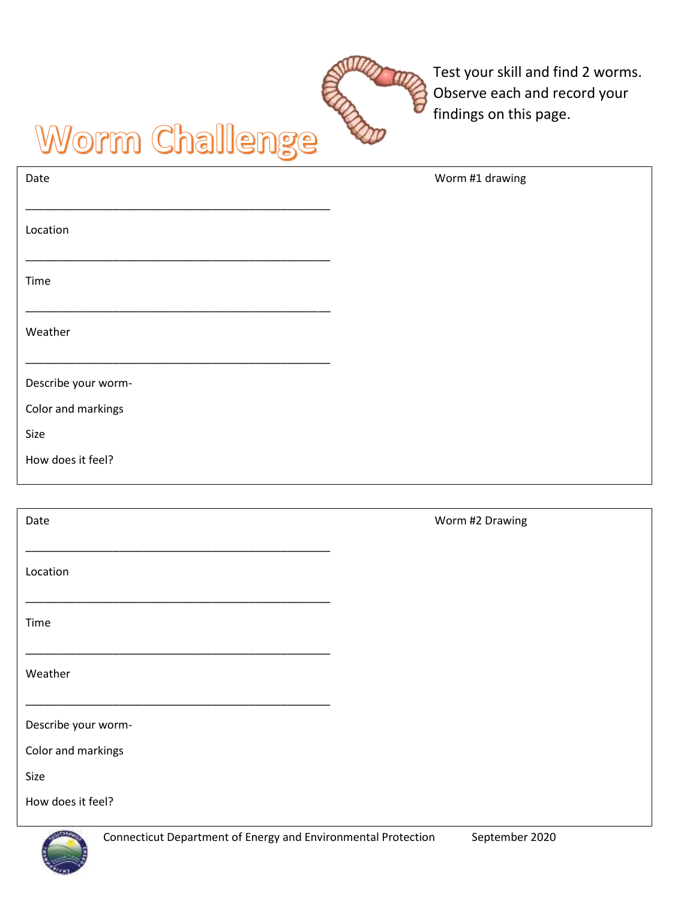# Worm Challenge

Test your skill and find 2 worms. Observe each and record your findings on this page.

Date

_______________________________________________

Location

_______________________________________________

Time

_______________________________________________

Weather

_______________________________________________

Describe your worm-

Color and markings

Size

How does it feel?

Worm #1 drawing

Date

_______________________________________________

Location

_______________________________________________

Time

_______________________________________________

Weather

_______________________________________________

Describe your worm-

Color and markings

Size

How does it feel?

Worm #2 Drawing

Connecticut Department of Energy and Environmental Protection    September 2020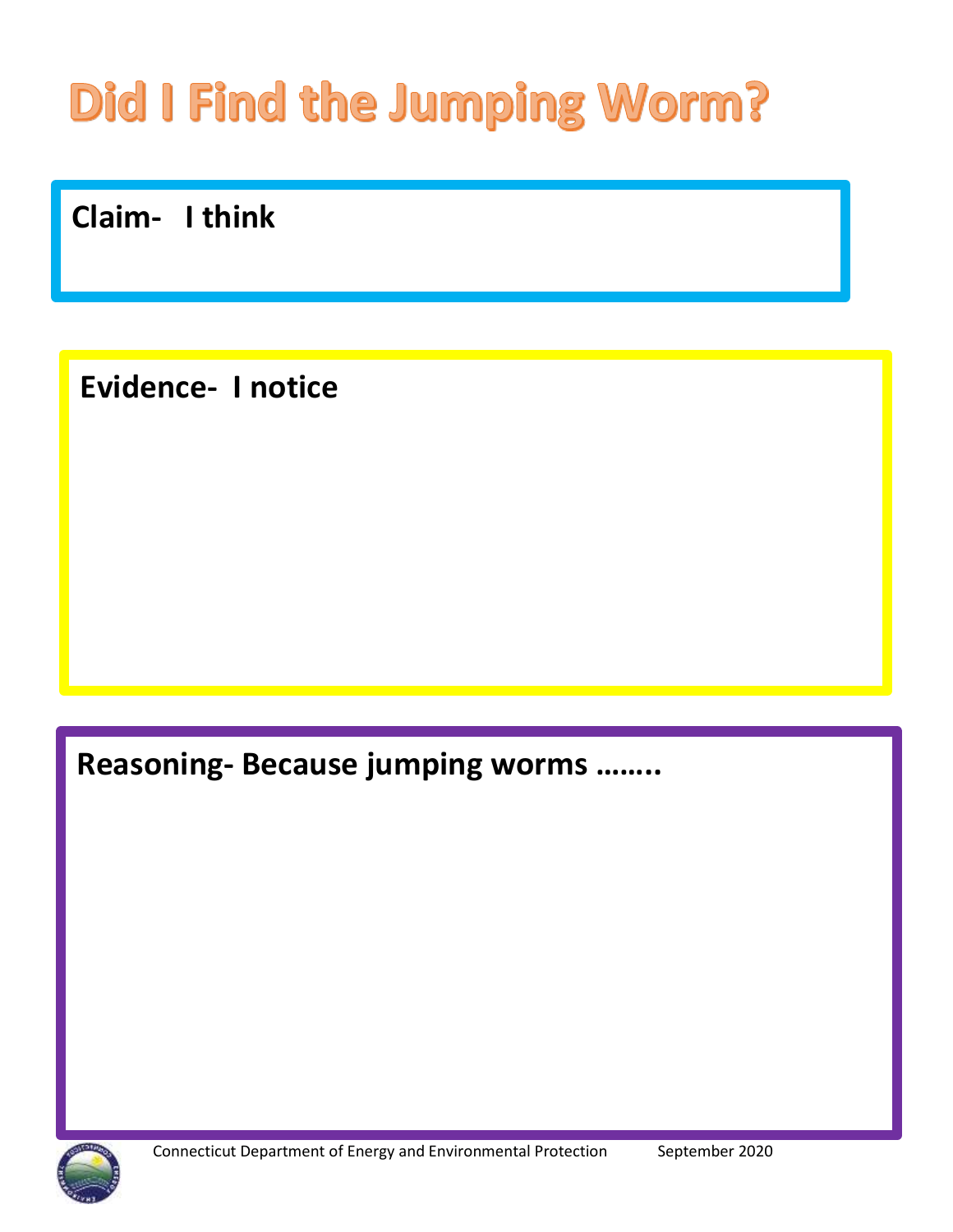# Did I Find the Jumping Worm?

**Claim- I think**

**Evidence- I notice**

**Reasoning- Because jumping worms ……..**

Connecticut Department of Energy and Environmental Protection September 2020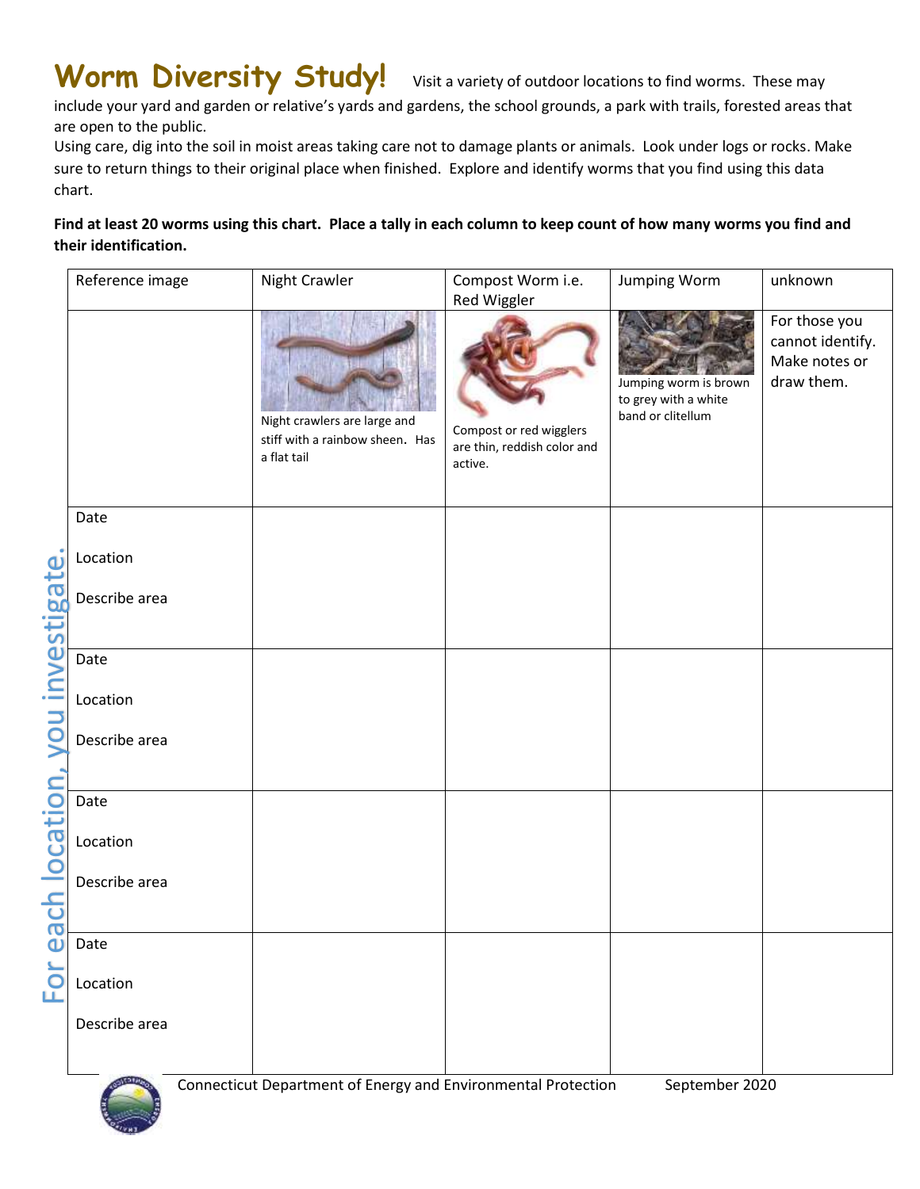# Worm Diversity Study!

Visit a variety of outdoor locations to find worms. These may include your yard and garden or relative's yards and gardens, the school grounds, a park with trails, forested areas that are open to the public.

Using care, dig into the soil in moist areas taking care not to damage plants or animals. Look under logs or rocks. Make sure to return things to their original place when finished. Explore and identify worms that you find using this data chart.

**Find at least 20 worms using this chart. Place a tally in each column to keep count of how many worms you find and their identification.**

*For each location, you investigate.*

| Reference image | Night Crawler | Compost Worm i.e. Red Wiggler | Jumping Worm | unknown |
|---|---|---|---|---|
| | Night crawlers are large and stiff with a rainbow sheen. Has a flat tail | Compost or red wigglers are thin, reddish color and active. | Jumping worm is brown to grey with a white band or clitellum | For those you cannot identify. Make notes or draw them. |
| Date<br><br>Location<br><br>Describe area | | | | |
| Date<br><br>Location<br><br>Describe area | | | | |
| Date<br><br>Location<br><br>Describe area | | | | |
| Date<br><br>Location<br><br>Describe area | | | | |

Connecticut Department of Energy and Environmental Protection September 2020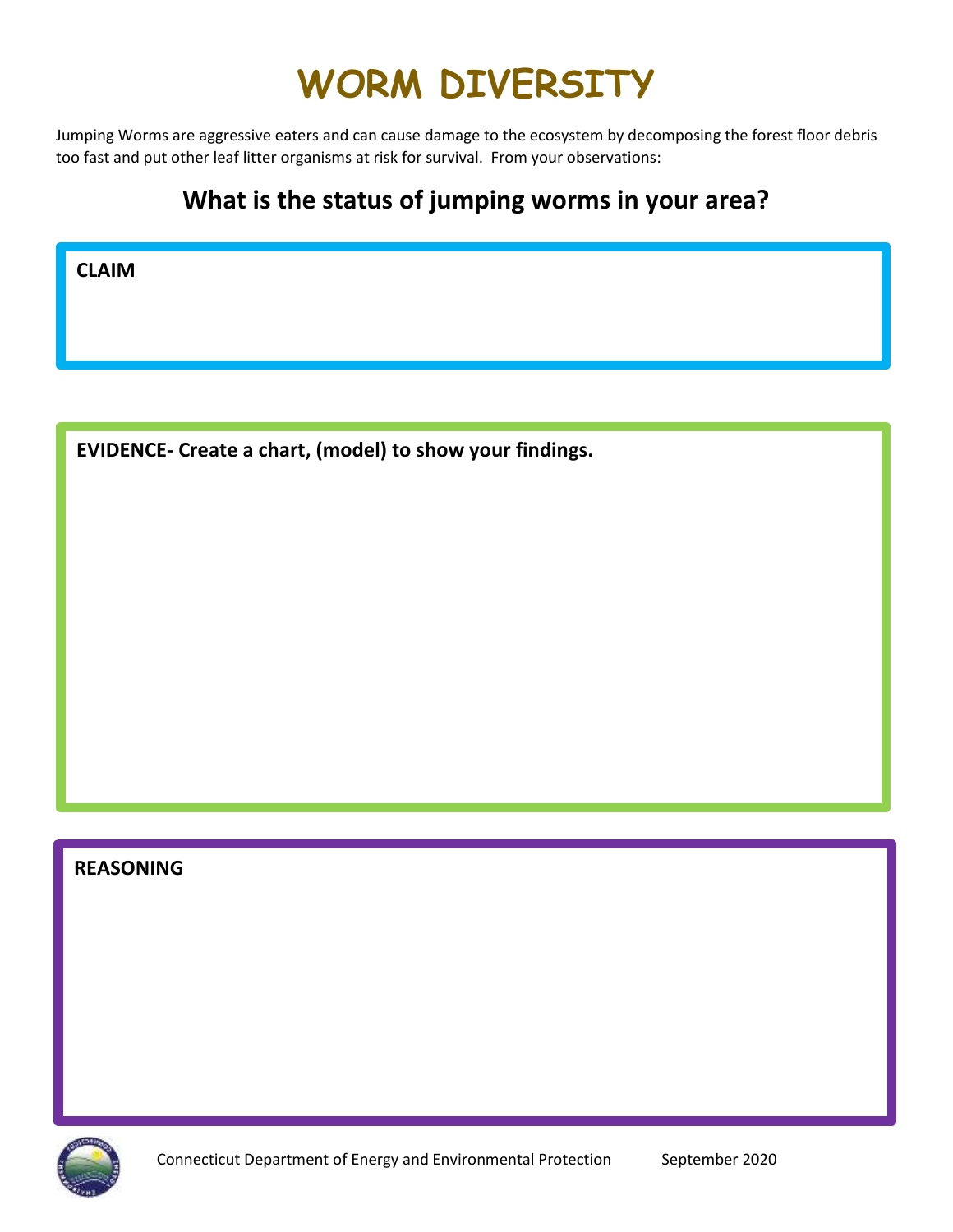# WORM DIVERSITY

Jumping Worms are aggressive eaters and can cause damage to the ecosystem by decomposing the forest floor debris too fast and put other leaf litter organisms at risk for survival. From your observations:

## What is the status of jumping worms in your area?

**CLAIM**

**EVIDENCE- Create a chart, (model) to show your findings.**

**REASONING**

Connecticut Department of Energy and Environmental Protection September 2020